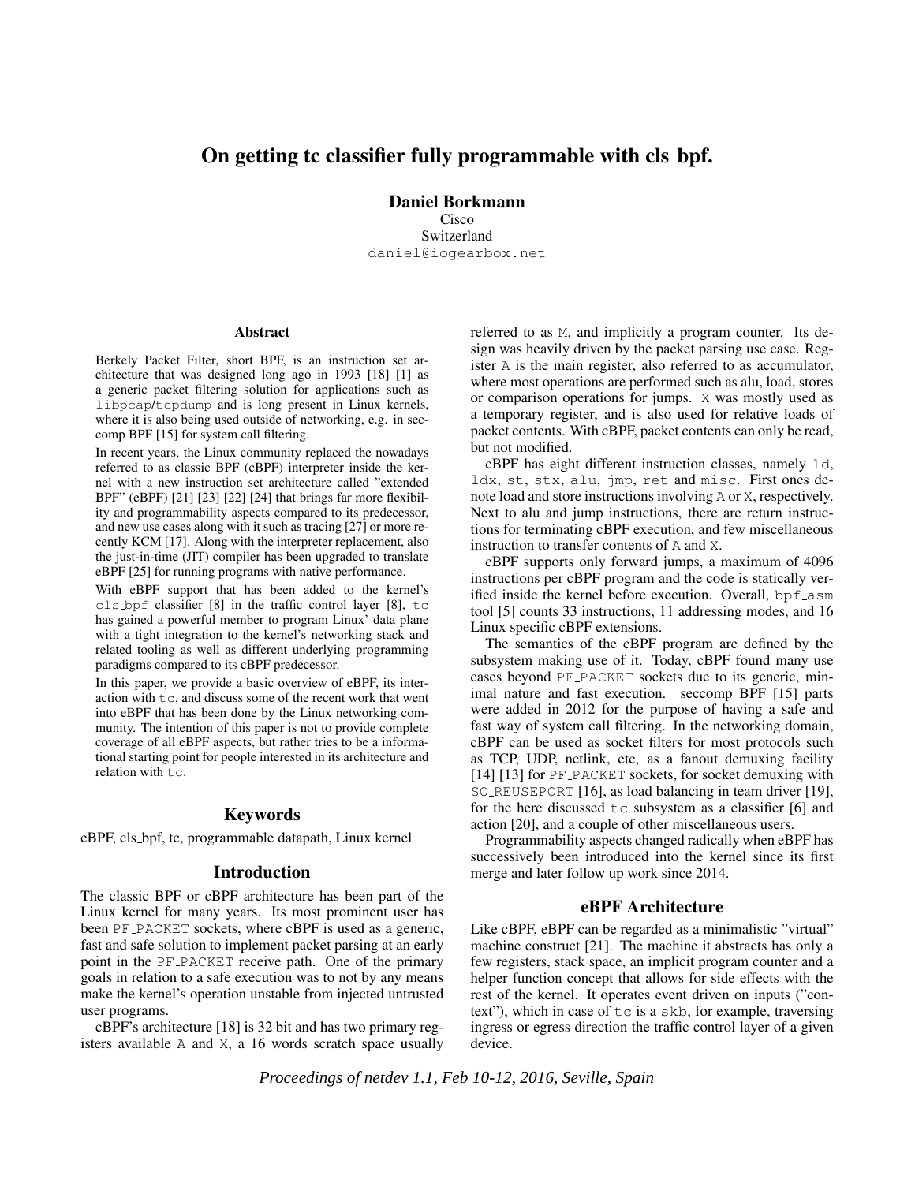# On getting tc classifier fully programmable with cls_bpf.

**Daniel Borkmann**
Cisco
Switzerland
daniel@iogearbox.net

## Abstract

Berkely Packet Filter, short BPF, is an instruction set architecture that was designed long ago in 1993 [18] [1] as a generic packet filtering solution for applications such as `libpcap`/`tcpdump` and is long present in Linux kernels, where it is also being used outside of networking, e.g. in seccomp BPF [15] for system call filtering.

In recent years, the Linux community replaced the nowadays referred to as classic BPF (cBPF) interpreter inside the kernel with a new instruction set architecture called "extended BPF" (eBPF) [21] [23] [22] [24] that brings far more flexibility and programmability aspects compared to its predecessor, and new use cases along with it such as tracing [27] or more recently KCM [17]. Along with the interpreter replacement, also the just-in-time (JIT) compiler has been upgraded to translate eBPF [25] for running programs with native performance.

With eBPF support that has been added to the kernel's `cls_bpf` classifier [8] in the traffic control layer [8], `tc` has gained a powerful member to program Linux' data plane with a tight integration to the kernel's networking stack and related tooling as well as different underlying programming paradigms compared to its cBPF predecessor.

In this paper, we provide a basic overview of eBPF, its interaction with `tc`, and discuss some of the recent work that went into eBPF that has been done by the Linux networking community. The intention of this paper is not to provide complete coverage of all eBPF aspects, but rather tries to be a informational starting point for people interested in its architecture and relation with `tc`.

## Keywords

eBPF, cls_bpf, tc, programmable datapath, Linux kernel

## Introduction

The classic BPF or cBPF architecture has been part of the Linux kernel for many years. Its most prominent user has been `PF_PACKET` sockets, where cBPF is used as a generic, fast and safe solution to implement packet parsing at an early point in the `PF_PACKET` receive path. One of the primary goals in relation to a safe execution was to not by any means make the kernel's operation unstable from injected untrusted user programs.

cBPF's architecture [18] is 32 bit and has two primary registers available `A` and `X`, a 16 words scratch space usually referred to as `M`, and implicitly a program counter. Its design was heavily driven by the packet parsing use case. Register `A` is the main register, also referred to as accumulator, where most operations are performed such as alu, load, stores or comparison operations for jumps. `X` was mostly used as a temporary register, and is also used for relative loads of packet contents. With cBPF, packet contents can only be read, but not modified.

cBPF has eight different instruction classes, namely `ld`, `ldx`, `st`, `stx`, `alu`, `jmp`, `ret` and `misc`. First ones denote load and store instructions involving `A` or `X`, respectively. Next to alu and jump instructions, there are return instructions for terminating cBPF execution, and few miscellaneous instruction to transfer contents of `A` and `X`.

cBPF supports only forward jumps, a maximum of 4096 instructions per cBPF program and the code is statically verified inside the kernel before execution. Overall, `bpf_asm` tool [5] counts 33 instructions, 11 addressing modes, and 16 Linux specific cBPF extensions.

The semantics of the cBPF program are defined by the subsystem making use of it. Today, cBPF found many use cases beyond `PF_PACKET` sockets due to its generic, minimal nature and fast execution. seccomp BPF [15] parts were added in 2012 for the purpose of having a safe and fast way of system call filtering. In the networking domain, cBPF can be used as socket filters for most protocols such as TCP, UDP, netlink, etc, as a fanout demuxing facility [14] [13] for `PF_PACKET` sockets, for socket demuxing with `SO_REUSEPORT` [16], as load balancing in team driver [19], for the here discussed `tc` subsystem as a classifier [6] and action [20], and a couple of other miscellaneous users.

Programmability aspects changed radically when eBPF has successively been introduced into the kernel since its first merge and later follow up work since 2014.

## eBPF Architecture

Like cBPF, eBPF can be regarded as a minimalistic "virtual" machine construct [21]. The machine it abstracts has only a few registers, stack space, an implicit program counter and a helper function concept that allows for side effects with the rest of the kernel. It operates event driven on inputs ("context"), which in case of `tc` is a `skb`, for example, traversing ingress or egress direction the traffic control layer of a given device.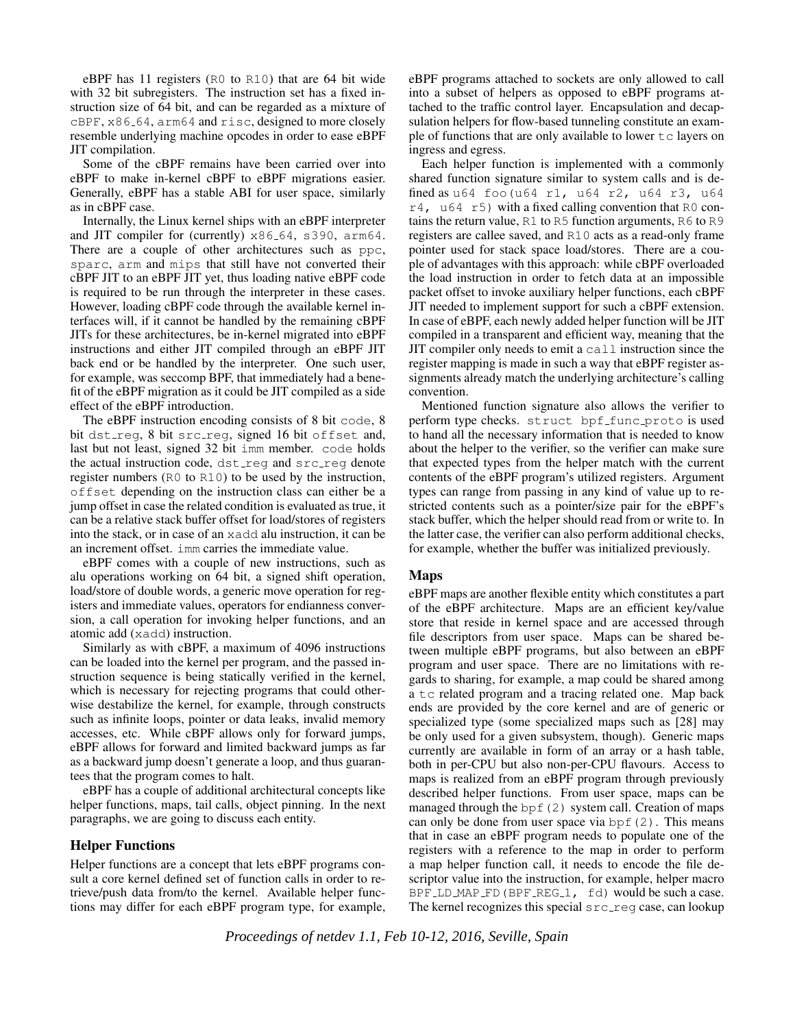eBPF has 11 registers (R0 to R10) that are 64 bit wide with 32 bit subregisters. The instruction set has a fixed instruction size of 64 bit, and can be regarded as a mixture of cBPF, x86_64, arm64 and risc, designed to more closely resemble underlying machine opcodes in order to ease eBPF JIT compilation.

Some of the cBPF remains have been carried over into eBPF to make in-kernel cBPF to eBPF migrations easier. Generally, eBPF has a stable ABI for user space, similarly as in cBPF case.

Internally, the Linux kernel ships with an eBPF interpreter and JIT compiler for (currently) x86_64, s390, arm64. There are a couple of other architectures such as ppc, sparc, arm and mips that still have not converted their cBPF JIT to an eBPF JIT yet, thus loading native eBPF code is required to be run through the interpreter in these cases. However, loading cBPF code through the available kernel interfaces will, if it cannot be handled by the remaining cBPF JITs for these architectures, be in-kernel migrated into eBPF instructions and either JIT compiled through an eBPF JIT back end or be handled by the interpreter. One such user, for example, was seccomp BPF, that immediately had a benefit of the eBPF migration as it could be JIT compiled as a side effect of the eBPF introduction.

The eBPF instruction encoding consists of 8 bit code, 8 bit dst_reg, 8 bit src_reg, signed 16 bit offset and, last but not least, signed 32 bit imm member. code holds the actual instruction code, dst_reg and src_reg denote register numbers (R0 to R10) to be used by the instruction, offset depending on the instruction class can either be a jump offset in case the related condition is evaluated as true, it can be a relative stack buffer offset for load/stores of registers into the stack, or in case of an xadd alu instruction, it can be an increment offset. imm carries the immediate value.

eBPF comes with a couple of new instructions, such as alu operations working on 64 bit, a signed shift operation, load/store of double words, a generic move operation for registers and immediate values, operators for endianness conversion, a call operation for invoking helper functions, and an atomic add (xadd) instruction.

Similarly as with cBPF, a maximum of 4096 instructions can be loaded into the kernel per program, and the passed instruction sequence is being statically verified in the kernel, which is necessary for rejecting programs that could otherwise destabilize the kernel, for example, through constructs such as infinite loops, pointer or data leaks, invalid memory accesses, etc. While cBPF allows only for forward jumps, eBPF allows for forward and limited backward jumps as far as a backward jump doesn't generate a loop, and thus guarantees that the program comes to halt.

eBPF has a couple of additional architectural concepts like helper functions, maps, tail calls, object pinning. In the next paragraphs, we are going to discuss each entity.

### Helper Functions

Helper functions are a concept that lets eBPF programs consult a core kernel defined set of function calls in order to retrieve/push data from/to the kernel. Available helper functions may differ for each eBPF program type, for example, eBPF programs attached to sockets are only allowed to call into a subset of helpers as opposed to eBPF programs attached to the traffic control layer. Encapsulation and decapsulation helpers for flow-based tunneling constitute an example of functions that are only available to lower tc layers on ingress and egress.

Each helper function is implemented with a commonly shared function signature similar to system calls and is defined as u64 foo(u64 r1, u64 r2, u64 r3, u64 r4, u64 r5) with a fixed calling convention that R0 contains the return value, R1 to R5 function arguments, R6 to R9 registers are callee saved, and R10 acts as a read-only frame pointer used for stack space load/stores. There are a couple of advantages with this approach: while cBPF overloaded the load instruction in order to fetch data at an impossible packet offset to invoke auxiliary helper functions, each cBPF JIT needed to implement support for such a cBPF extension. In case of eBPF, each newly added helper function will be JIT compiled in a transparent and efficient way, meaning that the JIT compiler only needs to emit a call instruction since the register mapping is made in such a way that eBPF register assignments already match the underlying architecture's calling convention.

Mentioned function signature also allows the verifier to perform type checks. struct bpf_func_proto is used to hand all the necessary information that is needed to know about the helper to the verifier, so the verifier can make sure that expected types from the helper match with the current contents of the eBPF program's utilized registers. Argument types can range from passing in any kind of value up to restricted contents such as a pointer/size pair for the eBPF's stack buffer, which the helper should read from or write to. In the latter case, the verifier can also perform additional checks, for example, whether the buffer was initialized previously.

### Maps

eBPF maps are another flexible entity which constitutes a part of the eBPF architecture. Maps are an efficient key/value store that reside in kernel space and are accessed through file descriptors from user space. Maps can be shared between multiple eBPF programs, but also between an eBPF program and user space. There are no limitations with regards to sharing, for example, a map could be shared among a tc related program and a tracing related one. Map back ends are provided by the core kernel and are of generic or specialized type (some specialized maps such as [28] may be only used for a given subsystem, though). Generic maps currently are available in form of an array or a hash table, both in per-CPU but also non-per-CPU flavours. Access to maps is realized from an eBPF program through previously described helper functions. From user space, maps can be managed through the bpf(2) system call. Creation of maps can only be done from user space via bpf(2). This means that in case an eBPF program needs to populate one of the registers with a reference to the map in order to perform a map helper function call, it needs to encode the file descriptor value into the instruction, for example, helper macro BPF_LD_MAP_FD(BPF_REG_1, fd) would be such a case. The kernel recognizes this special src_reg case, can lookup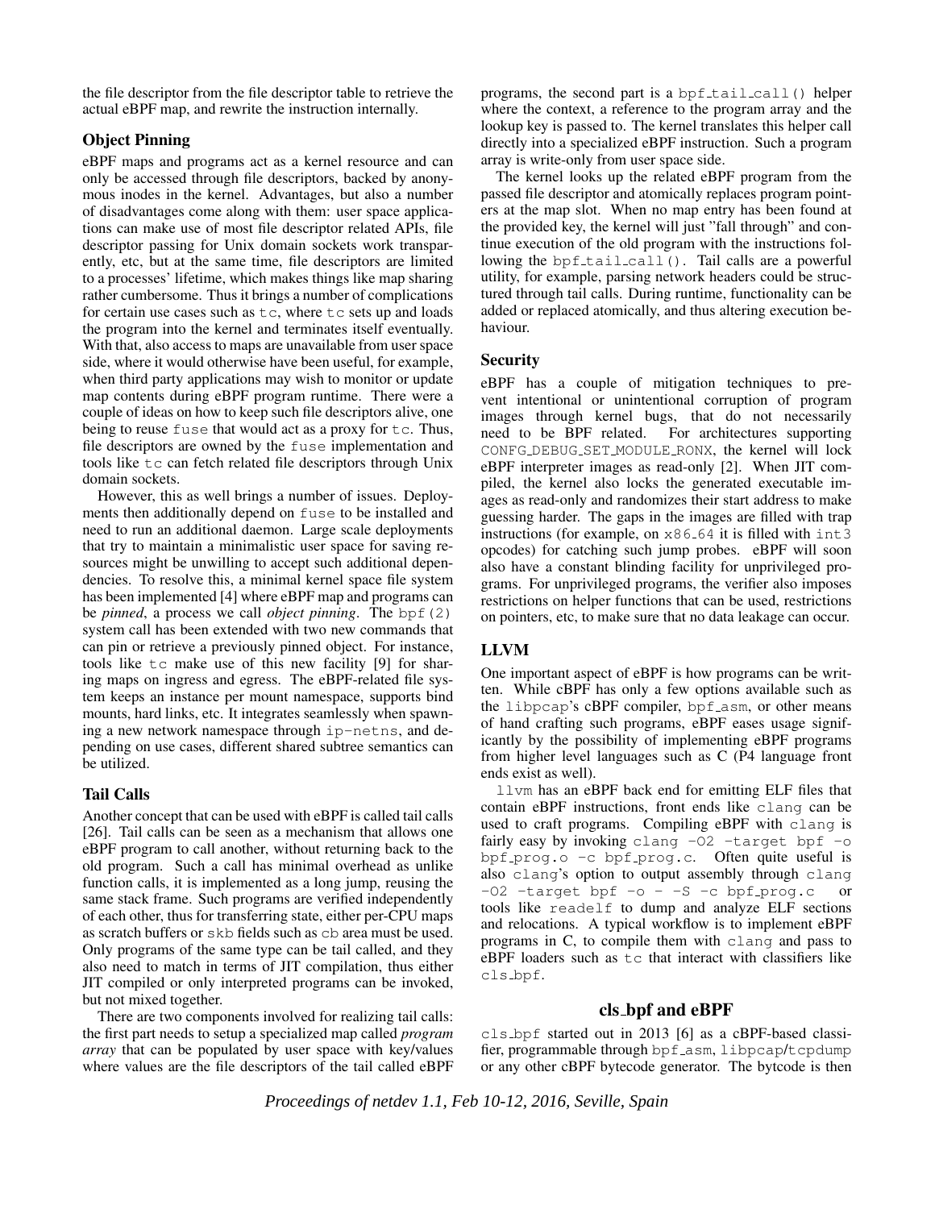the file descriptor from the file descriptor table to retrieve the actual eBPF map, and rewrite the instruction internally.

### Object Pinning

eBPF maps and programs act as a kernel resource and can only be accessed through file descriptors, backed by anonymous inodes in the kernel. Advantages, but also a number of disadvantages come along with them: user space applications can make use of most file descriptor related APIs, file descriptor passing for Unix domain sockets work transparently, etc, but at the same time, file descriptors are limited to a processes' lifetime, which makes things like map sharing rather cumbersome. Thus it brings a number of complications for certain use cases such as `tc`, where `tc` sets up and loads the program into the kernel and terminates itself eventually. With that, also access to maps are unavailable from user space side, where it would otherwise have been useful, for example, when third party applications may wish to monitor or update map contents during eBPF program runtime. There were a couple of ideas on how to keep such file descriptors alive, one being to reuse `fuse` that would act as a proxy for `tc`. Thus, file descriptors are owned by the `fuse` implementation and tools like `tc` can fetch related file descriptors through Unix domain sockets.

However, this as well brings a number of issues. Deployments then additionally depend on `fuse` to be installed and need to run an additional daemon. Large scale deployments that try to maintain a minimalistic user space for saving resources might be unwilling to accept such additional dependencies. To resolve this, a minimal kernel space file system has been implemented [4] where eBPF map and programs can be *pinned*, a process we call *object pinning*. The `bpf(2)` system call has been extended with two new commands that can pin or retrieve a previously pinned object. For instance, tools like `tc` make use of this new facility [9] for sharing maps on ingress and egress. The eBPF-related file system keeps an instance per mount namespace, supports bind mounts, hard links, etc. It integrates seamlessly when spawning a new network namespace through `ip-netns`, and depending on use cases, different shared subtree semantics can be utilized.

### Tail Calls

Another concept that can be used with eBPF is called tail calls [26]. Tail calls can be seen as a mechanism that allows one eBPF program to call another, without returning back to the old program. Such a call has minimal overhead as unlike function calls, it is implemented as a long jump, reusing the same stack frame. Such programs are verified independently of each other, thus for transferring state, either per-CPU maps as scratch buffers or `skb` fields such as `cb` area must be used. Only programs of the same type can be tail called, and they also need to match in terms of JIT compilation, thus either JIT compiled or only interpreted programs can be invoked, but not mixed together.

There are two components involved for realizing tail calls: the first part needs to setup a specialized map called *program array* that can be populated by user space with key/values where values are the file descriptors of the tail called eBPF programs, the second part is a `bpf_tail_call()` helper where the context, a reference to the program array and the lookup key is passed to. The kernel translates this helper call directly into a specialized eBPF instruction. Such a program array is write-only from user space side.

The kernel looks up the related eBPF program from the passed file descriptor and atomically replaces program pointers at the map slot. When no map entry has been found at the provided key, the kernel will just "fall through" and continue execution of the old program with the instructions following the `bpf_tail_call()`. Tail calls are a powerful utility, for example, parsing network headers could be structured through tail calls. During runtime, functionality can be added or replaced atomically, and thus altering execution behaviour.

### Security

eBPF has a couple of mitigation techniques to prevent intentional or unintentional corruption of program images through kernel bugs, that do not necessarily need to be BPF related. For architectures supporting `CONFG_DEBUG_SET_MODULE_RONX`, the kernel will lock eBPF interpreter images as read-only [2]. When JIT compiled, the kernel also locks the generated executable images as read-only and randomizes their start address to make guessing harder. The gaps in the images are filled with trap instructions (for example, on `x86_64` it is filled with `int3` opcodes) for catching such jump probes. eBPF will soon also have a constant blinding facility for unprivileged programs. For unprivileged programs, the verifier also imposes restrictions on helper functions that can be used, restrictions on pointers, etc, to make sure that no data leakage can occur.

### LLVM

One important aspect of eBPF is how programs can be written. While cBPF has only a few options available such as the `libpcap`'s cBPF compiler, `bpf_asm`, or other means of hand crafting such programs, eBPF eases usage significantly by the possibility of implementing eBPF programs from higher level languages such as C (P4 language front ends exist as well).

`llvm` has an eBPF back end for emitting ELF files that contain eBPF instructions, front ends like `clang` can be used to craft programs. Compiling eBPF with `clang` is fairly easy by invoking `clang -O2 -target bpf -o bpf_prog.o -c bpf_prog.c`. Often quite useful is also `clang`'s option to output assembly through `clang -O2 -target bpf -o - -S -c bpf_prog.c` or tools like `readelf` to dump and analyze ELF sections and relocations. A typical workflow is to implement eBPF programs in C, to compile them with `clang` and pass to eBPF loaders such as `tc` that interact with classifiers like `cls_bpf`.

## cls_bpf and eBPF

`cls_bpf` started out in 2013 [6] as a cBPF-based classifier, programmable through `bpf_asm`, `libpcap/tcpdump` or any other cBPF bytecode generator. The bytecode is then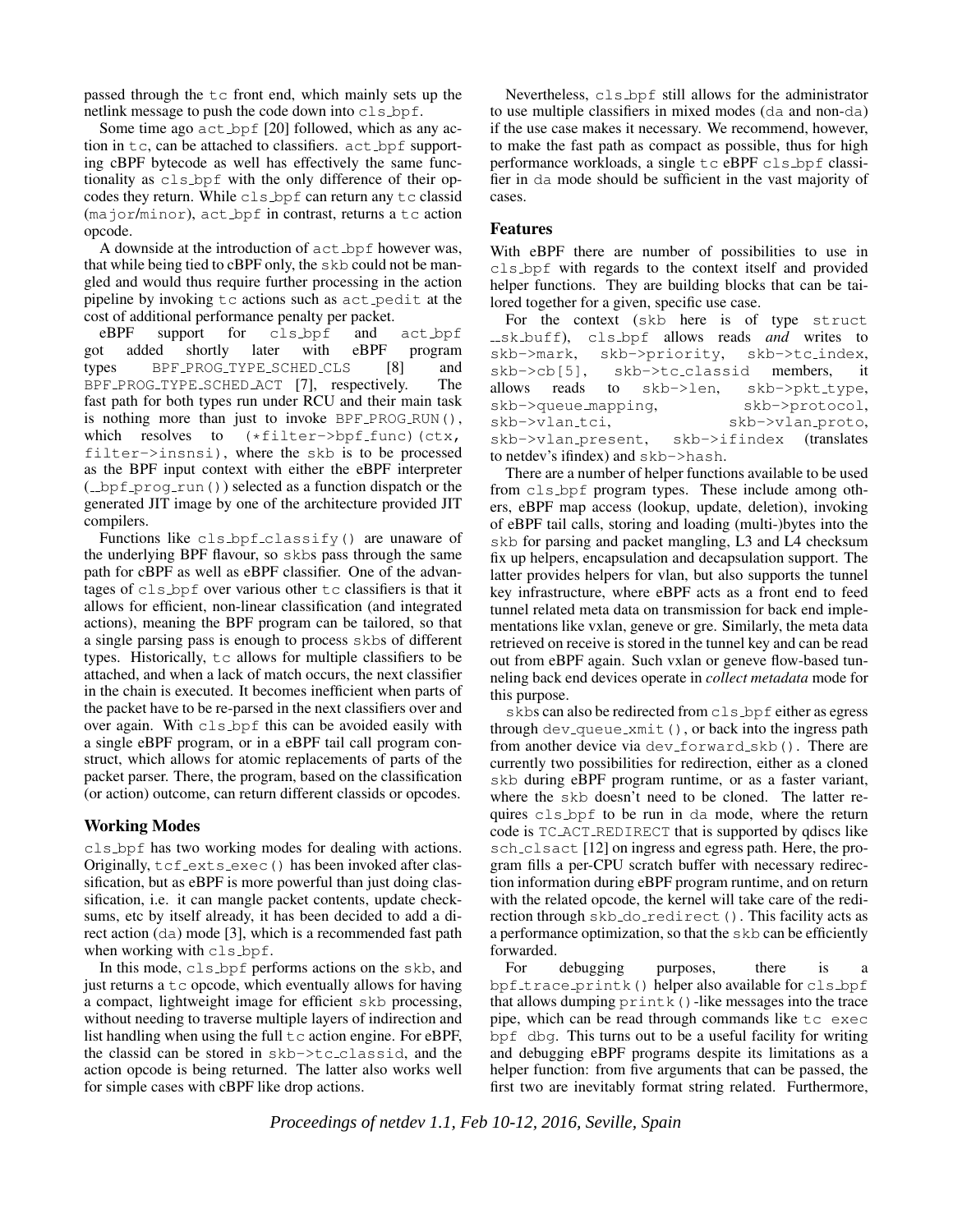passed through the tc front end, which mainly sets up the netlink message to push the code down into cls_bpf.

Some time ago act_bpf [20] followed, which as any action in tc, can be attached to classifiers. act_bpf supporting cBPF bytecode as well has effectively the same functionality as cls_bpf with the only difference of their opcodes they return. While cls_bpf can return any tc classid (major/minor), act_bpf in contrast, returns a tc action opcode.

A downside at the introduction of act_bpf however was, that while being tied to cBPF only, the skb could not be mangled and would thus require further processing in the action pipeline by invoking tc actions such as act_pedit at the cost of additional performance penalty per packet.

eBPF support for cls_bpf and act_bpf got added shortly later with eBPF program types BPF_PROG_TYPE_SCHED_CLS [8] and BPF_PROG_TYPE_SCHED_ACT [7], respectively. The fast path for both types run under RCU and their main task is nothing more than just to invoke BPF_PROG_RUN(), which resolves to (*filter->bpf_func)(ctx, filter->insnsi), where the skb is to be processed as the BPF input context with either the eBPF interpreter (__bpf_prog_run()) selected as a function dispatch or the generated JIT image by one of the architecture provided JIT compilers.

Functions like cls_bpf_classify() are unaware of the underlying BPF flavour, so skbs pass through the same path for cBPF as well as eBPF classifier. One of the advantages of cls_bpf over various other tc classifiers is that it allows for efficient, non-linear classification (and integrated actions), meaning the BPF program can be tailored, so that a single parsing pass is enough to process skbs of different types. Historically, tc allows for multiple classifiers to be attached, and when a lack of match occurs, the next classifier in the chain is executed. It becomes inefficient when parts of the packet have to be re-parsed in the next classifiers over and over again. With cls_bpf this can be avoided easily with a single eBPF program, or in a eBPF tail call program construct, which allows for atomic replacements of parts of the packet parser. There, the program, based on the classification (or action) outcome, can return different classids or opcodes.

## Working Modes

cls_bpf has two working modes for dealing with actions. Originally, tcf_exts_exec() has been invoked after classification, but as eBPF is more powerful than just doing classification, i.e. it can mangle packet contents, update checksums, etc by itself already, it has been decided to add a direct action (da) mode [3], which is a recommended fast path when working with cls_bpf.

In this mode, cls_bpf performs actions on the skb, and just returns a tc opcode, which eventually allows for having a compact, lightweight image for efficient skb processing, without needing to traverse multiple layers of indirection and list handling when using the full tc action engine. For eBPF, the classid can be stored in skb->tc_classid, and the action opcode is being returned. The latter also works well for simple cases with cBPF like drop actions.

Nevertheless, cls_bpf still allows for the administrator to use multiple classifiers in mixed modes (da and non-da) if the use case makes it necessary. We recommend, however, to make the fast path as compact as possible, thus for high performance workloads, a single tc eBPF cls_bpf classifier in da mode should be sufficient in the vast majority of cases.

## Features

With eBPF there are number of possibilities to use in cls_bpf with regards to the context itself and provided helper functions. They are building blocks that can be tailored together for a given, specific use case.

For the context (skb here is of type struct __sk_buff), cls_bpf allows reads *and* writes to skb->mark, skb->priority, skb->tc_index, skb->cb[5], skb->tc_classid members, it allows reads to skb->len, skb->pkt_type, skb->queue_mapping, skb->protocol, skb->vlan_tci, skb->vlan_proto, skb->vlan_present, skb->ifindex (translates to netdev's ifindex) and skb->hash.

There are a number of helper functions available to be used from cls_bpf program types. These include among others, eBPF map access (lookup, update, deletion), invoking of eBPF tail calls, storing and loading (multi-)bytes into the skb for parsing and packet mangling, L3 and L4 checksum fix up helpers, encapsulation and decapsulation support. The latter provides helpers for vlan, but also supports the tunnel key infrastructure, where eBPF acts as a front end to feed tunnel related meta data on transmission for back end implementations like vxlan, geneve or gre. Similarly, the meta data retrieved on receive is stored in the tunnel key and can be read out from eBPF again. Such vxlan or geneve flow-based tunneling back end devices operate in *collect metadata* mode for this purpose.

skbs can also be redirected from cls_bpf either as egress through dev_queue_xmit(), or back into the ingress path from another device via dev_forward_skb(). There are currently two possibilities for redirection, either as a cloned skb during eBPF program runtime, or as a faster variant, where the skb doesn't need to be cloned. The latter requires cls_bpf to be run in da mode, where the return code is TC_ACT_REDIRECT that is supported by qdiscs like sch_clsact [12] on ingress and egress path. Here, the program fills a per-CPU scratch buffer with necessary redirection information during eBPF program runtime, and on return with the related opcode, the kernel will take care of the redirection through skb_do_redirect(). This facility acts as a performance optimization, so that the skb can be efficiently forwarded.

For debugging purposes, there is a bpf_trace_printk() helper also available for cls_bpf that allows dumping printk()-like messages into the trace pipe, which can be read through commands like tc exec bpf dbg. This turns out to be a useful facility for writing and debugging eBPF programs despite its limitations as a helper function: from five arguments that can be passed, the first two are inevitably format string related. Furthermore,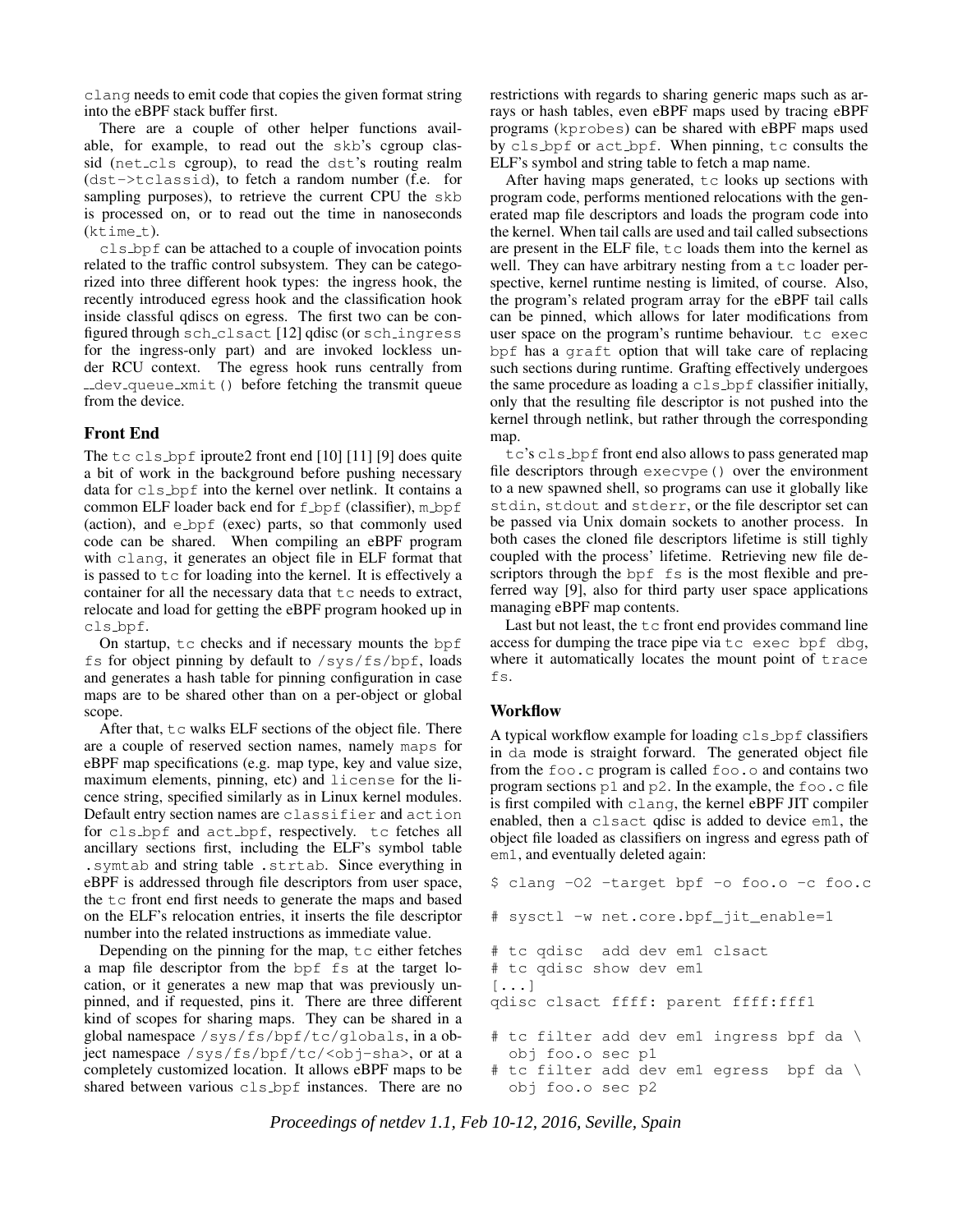clang needs to emit code that copies the given format string into the eBPF stack buffer first.

There are a couple of other helper functions available, for example, to read out the skb's cgroup classid (net_cls cgroup), to read the dst's routing realm (dst->tclassid), to fetch a random number (f.e. for sampling purposes), to retrieve the current CPU the skb is processed on, or to read out the time in nanoseconds (ktime_t).

cls_bpf can be attached to a couple of invocation points related to the traffic control subsystem. They can be categorized into three different hook types: the ingress hook, the recently introduced egress hook and the classification hook inside classful qdiscs on egress. The first two can be configured through sch_clsact [12] qdisc (or sch_ingress for the ingress-only part) and are invoked lockless under RCU context. The egress hook runs centrally from __dev_queue_xmit() before fetching the transmit queue from the device.

## Front End

The tc cls_bpf iproute2 front end [10] [11] [9] does quite a bit of work in the background before pushing necessary data for cls_bpf into the kernel over netlink. It contains a common ELF loader back end for f_bpf (classifier), m_bpf (action), and e_bpf (exec) parts, so that commonly used code can be shared. When compiling an eBPF program with clang, it generates an object file in ELF format that is passed to tc for loading into the kernel. It is effectively a container for all the necessary data that tc needs to extract, relocate and load for getting the eBPF program hooked up in cls_bpf.

On startup, tc checks and if necessary mounts the bpf fs for object pinning by default to /sys/fs/bpf, loads and generates a hash table for pinning configuration in case maps are to be shared other than on a per-object or global scope.

After that, tc walks ELF sections of the object file. There are a couple of reserved section names, namely maps for eBPF map specifications (e.g. map type, key and value size, maximum elements, pinning, etc) and license for the licence string, specified similarly as in Linux kernel modules. Default entry section names are classifier and action for cls_bpf and act_bpf, respectively. tc fetches all ancillary sections first, including the ELF's symbol table .symtab and string table .strtab. Since everything in eBPF is addressed through file descriptors from user space, the tc front end first needs to generate the maps and based on the ELF's relocation entries, it inserts the file descriptor number into the related instructions as immediate value.

Depending on the pinning for the map, tc either fetches a map file descriptor from the bpf fs at the target location, or it generates a new map that was previously unpinned, and if requested, pins it. There are three different kind of scopes for sharing maps. They can be shared in a global namespace /sys/fs/bpf/tc/globals, in a object namespace /sys/fs/bpf/tc/<obj-sha>, or at a completely customized location. It allows eBPF maps to be shared between various cls_bpf instances. There are no restrictions with regards to sharing generic maps such as arrays or hash tables, even eBPF maps used by tracing eBPF programs (kprobes) can be shared with eBPF maps used by cls_bpf or act_bpf. When pinning, tc consults the ELF's symbol and string table to fetch a map name.

After having maps generated, tc looks up sections with program code, performs mentioned relocations with the generated map file descriptors and loads the program code into the kernel. When tail calls are used and tail called subsections are present in the ELF file, tc loads them into the kernel as well. They can have arbitrary nesting from a tc loader perspective, kernel runtime nesting is limited, of course. Also, the program's related program array for the eBPF tail calls can be pinned, which allows for later modifications from user space on the program's runtime behaviour. tc exec bpf has a graft option that will take care of replacing such sections during runtime. Grafting effectively undergoes the same procedure as loading a cls_bpf classifier initially, only that the resulting file descriptor is not pushed into the kernel through netlink, but rather through the corresponding map.

tc's cls_bpf front end also allows to pass generated map file descriptors through execvpe() over the environment to a new spawned shell, so programs can use it globally like stdin, stdout and stderr, or the file descriptor set can be passed via Unix domain sockets to another process. In both cases the cloned file descriptors lifetime is still tighly coupled with the process' lifetime. Retrieving new file descriptors through the bpf fs is the most flexible and preferred way [9], also for third party user space applications managing eBPF map contents.

Last but not least, the tc front end provides command line access for dumping the trace pipe via tc exec bpf dbg, where it automatically locates the mount point of trace fs.

## Workflow

A typical workflow example for loading cls_bpf classifiers in da mode is straight forward. The generated object file from the foo.c program is called foo.o and contains two program sections p1 and p2. In the example, the foo.c file is first compiled with clang, the kernel eBPF JIT compiler enabled, then a clsact qdisc is added to device em1, the object file loaded as classifiers on ingress and egress path of em1, and eventually deleted again:

```
$ clang -O2 -target bpf -o foo.o -c foo.c

# sysctl -w net.core.bpf_jit_enable=1

# tc qdisc  add dev em1 clsact
# tc qdisc show dev em1
[...]
qdisc clsact ffff: parent ffff:fff1

# tc filter add dev em1 ingress bpf da \
  obj foo.o sec p1
# tc filter add dev em1 egress  bpf da \
  obj foo.o sec p2
```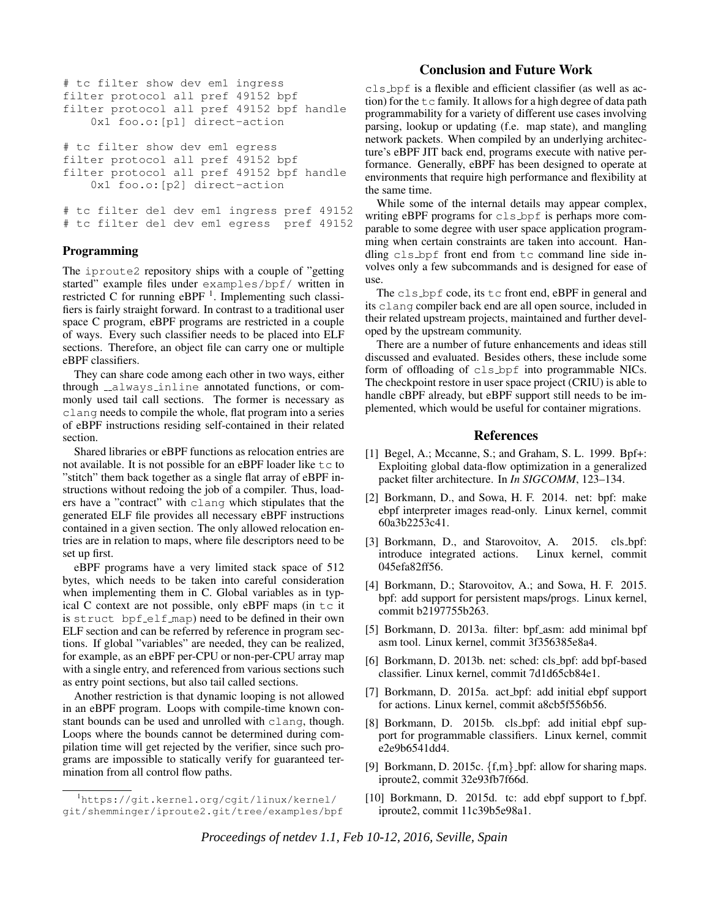```
# tc filter show dev em1 ingress
filter protocol all pref 49152 bpf
filter protocol all pref 49152 bpf handle
    0x1 foo.o:[p1] direct-action

# tc filter show dev em1 egress
filter protocol all pref 49152 bpf
filter protocol all pref 49152 bpf handle
    0x1 foo.o:[p2] direct-action

# tc filter del dev em1 ingress pref 49152
# tc filter del dev em1 egress  pref 49152
```

### Programming

The `iproute2` repository ships with a couple of "getting started" example files under `examples/bpf/` written in restricted C for running eBPF [1]. Implementing such classifiers is fairly straight forward. In contrast to a traditional user space C program, eBPF programs are restricted in a couple of ways. Every such classifier needs to be placed into ELF sections. Therefore, an object file can carry one or multiple eBPF classifiers.

They can share code among each other in two ways, either through `__always_inline` annotated functions, or commonly used tail call sections. The former is necessary as `clang` needs to compile the whole, flat program into a series of eBPF instructions residing self-contained in their related section.

Shared libraries or eBPF functions as relocation entries are not available. It is not possible for an eBPF loader like `tc` to "stitch" them back together as a single flat array of eBPF instructions without redoing the job of a compiler. Thus, loaders have a "contract" with `clang` which stipulates that the generated ELF file provides all necessary eBPF instructions contained in a given section. The only allowed relocation entries are in relation to maps, where file descriptors need to be set up first.

eBPF programs have a very limited stack space of 512 bytes, which needs to be taken into careful consideration when implementing them in C. Global variables as in typical C context are not possible, only eBPF maps (in `tc` it is `struct bpf_elf_map`) need to be defined in their own ELF section and can be referred by reference in program sections. If global "variables" are needed, they can be realized, for example, as an eBPF per-CPU or non-per-CPU array map with a single entry, and referenced from various sections such as entry point sections, but also tail called sections.

Another restriction is that dynamic looping is not allowed in an eBPF program. Loops with compile-time known constant bounds can be used and unrolled with `clang`, though. Loops where the bounds cannot be determined during compilation time will get rejected by the verifier, since such programs are impossible to statically verify for guaranteed termination from all control flow paths.

[1] https://git.kernel.org/cgit/linux/kernel/git/shemminger/iproute2.git/tree/examples/bpf

## Conclusion and Future Work

`cls_bpf` is a flexible and efficient classifier (as well as action) for the `tc` family. It allows for a high degree of data path programmability for a variety of different use cases involving parsing, lookup or updating (f.e. map state), and mangling network packets. When compiled by an underlying architecture's eBPF JIT back end, programs execute with native performance. Generally, eBPF has been designed to operate at environments that require high performance and flexibility at the same time.

While some of the internal details may appear complex, writing eBPF programs for `cls_bpf` is perhaps more comparable to some degree with user space application programming when certain constraints are taken into account. Handling `cls_bpf` front end from `tc` command line side involves only a few subcommands and is designed for ease of use.

The `cls_bpf` code, its `tc` front end, eBPF in general and its `clang` compiler back end are all open source, included in their related upstream projects, maintained and further developed by the upstream community.

There are a number of future enhancements and ideas still discussed and evaluated. Besides others, these include some form of offloading of `cls_bpf` into programmable NICs. The checkpoint restore in user space project (CRIU) is able to handle cBPF already, but eBPF support still needs to be implemented, which would be useful for container migrations.

## References

[1] Begel, A.; Mccanne, S.; and Graham, S. L. 1999. Bpf+: Exploiting global data-flow optimization in a generalized packet filter architecture. In *In SIGCOMM*, 123–134.

[2] Borkmann, D., and Sowa, H. F. 2014. net: bpf: make ebpf interpreter images read-only. Linux kernel, commit 60a3b2253c41.

[3] Borkmann, D., and Starovoitov, A. 2015. cls_bpf: introduce integrated actions. Linux kernel, commit 045efa82ff56.

[4] Borkmann, D.; Starovoitov, A.; and Sowa, H. F. 2015. bpf: add support for persistent maps/progs. Linux kernel, commit b2197755b263.

[5] Borkmann, D. 2013a. filter: bpf_asm: add minimal bpf asm tool. Linux kernel, commit 3f356385e8a4.

[6] Borkmann, D. 2013b. net: sched: cls_bpf: add bpf-based classifier. Linux kernel, commit 7d1d65cb84e1.

[7] Borkmann, D. 2015a. act_bpf: add initial ebpf support for actions. Linux kernel, commit a8cb5f556b56.

[8] Borkmann, D. 2015b. cls_bpf: add initial ebpf support for programmable classifiers. Linux kernel, commit e2e9b6541dd4.

[9] Borkmann, D. 2015c. {f,m}_bpf: allow for sharing maps. iproute2, commit 32e93fb7f66d.

[10] Borkmann, D. 2015d. tc: add ebpf support to f_bpf. iproute2, commit 11c39b5e98a1.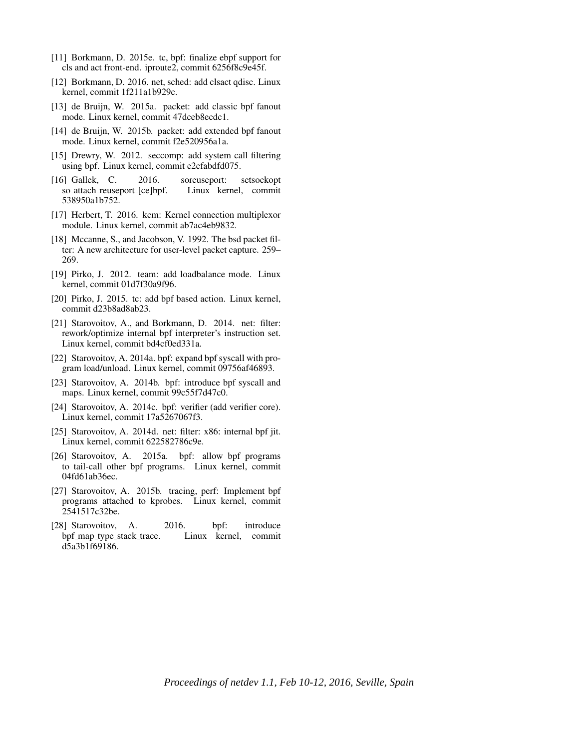[11] Borkmann, D. 2015e. tc, bpf: finalize ebpf support for cls and act front-end. iproute2, commit 6256f8c9e45f.

[12] Borkmann, D. 2016. net, sched: add clsact qdisc. Linux kernel, commit 1f211a1b929c.

[13] de Bruijn, W. 2015a. packet: add classic bpf fanout mode. Linux kernel, commit 47dceb8ecdc1.

[14] de Bruijn, W. 2015b. packet: add extended bpf fanout mode. Linux kernel, commit f2e520956a1a.

[15] Drewry, W. 2012. seccomp: add system call filtering using bpf. Linux kernel, commit e2cfabdfd075.

[16] Gallek, C. 2016. soreuseport: setsockopt so_attach_reuseport_[ce]bpf. Linux kernel, commit 538950a1b752.

[17] Herbert, T. 2016. kcm: Kernel connection multiplexor module. Linux kernel, commit ab7ac4eb9832.

[18] Mccanne, S., and Jacobson, V. 1992. The bsd packet filter: A new architecture for user-level packet capture. 259–269.

[19] Pirko, J. 2012. team: add loadbalance mode. Linux kernel, commit 01d7f30a9f96.

[20] Pirko, J. 2015. tc: add bpf based action. Linux kernel, commit d23b8ad8ab23.

[21] Starovoitov, A., and Borkmann, D. 2014. net: filter: rework/optimize internal bpf interpreter's instruction set. Linux kernel, commit bd4cf0ed331a.

[22] Starovoitov, A. 2014a. bpf: expand bpf syscall with program load/unload. Linux kernel, commit 09756af46893.

[23] Starovoitov, A. 2014b. bpf: introduce bpf syscall and maps. Linux kernel, commit 99c55f7d47c0.

[24] Starovoitov, A. 2014c. bpf: verifier (add verifier core). Linux kernel, commit 17a5267067f3.

[25] Starovoitov, A. 2014d. net: filter: x86: internal bpf jit. Linux kernel, commit 622582786c9e.

[26] Starovoitov, A. 2015a. bpf: allow bpf programs to tail-call other bpf programs. Linux kernel, commit 04fd61ab36ec.

[27] Starovoitov, A. 2015b. tracing, perf: Implement bpf programs attached to kprobes. Linux kernel, commit 2541517c32be.

[28] Starovoitov, A. 2016. bpf: introduce bpf_map_type_stack_trace. Linux kernel, commit d5a3b1f69186.